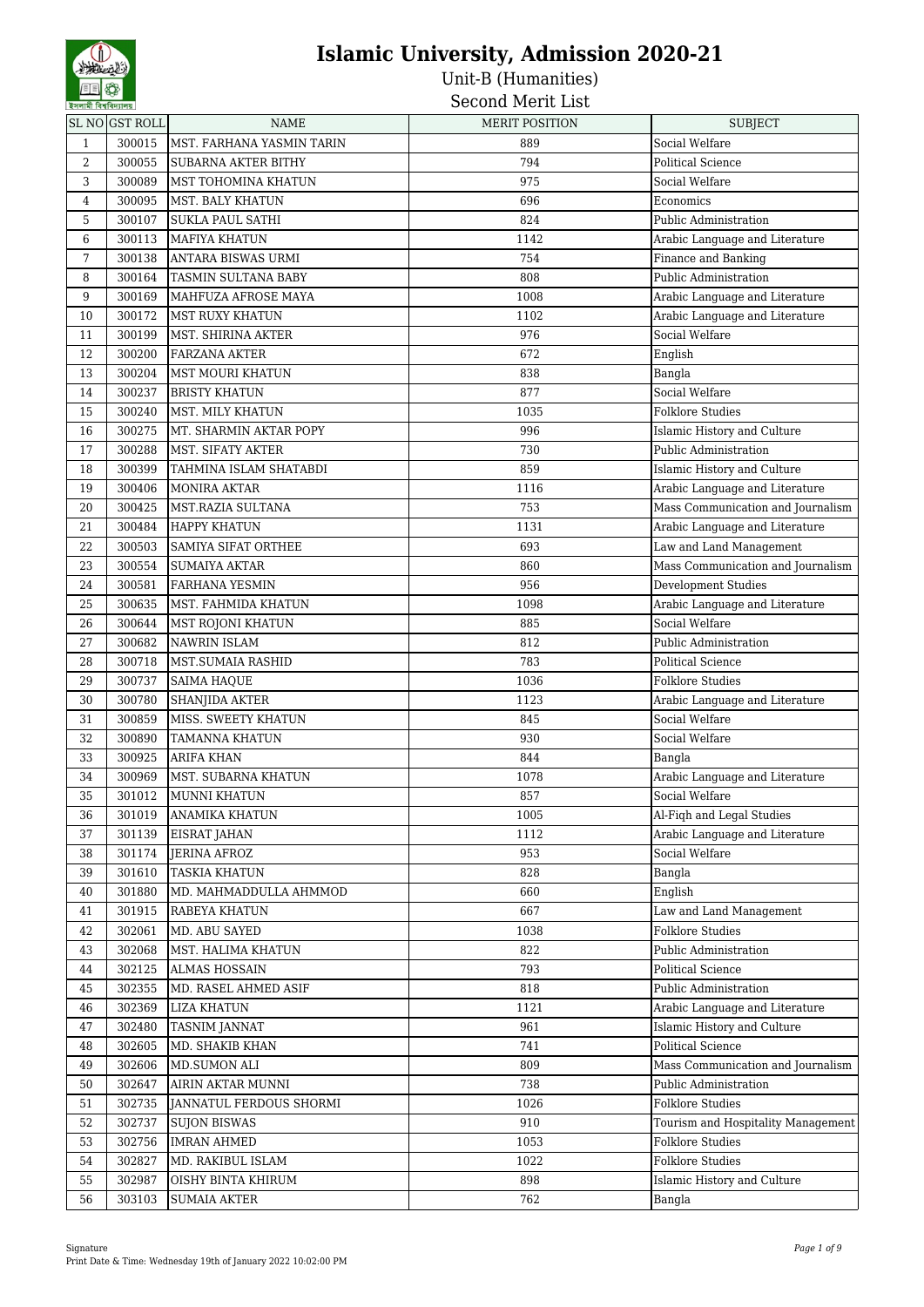# Islamic University, Admission 2020-21

Unit-B (Humanities)

Second Merit List

| SL NO | GST ROLL | NAME | MERIT POSITION | SUBJECT |
|---|---|---|---|---|
| 1 | 300015 | MST. FARHANA YASMIN TARIN | 889 | Social Welfare |
| 2 | 300055 | SUBARNA AKTER BITHY | 794 | Political Science |
| 3 | 300089 | MST TOHOMINA KHATUN | 975 | Social Welfare |
| 4 | 300095 | MST. BALY KHATUN | 696 | Economics |
| 5 | 300107 | SUKLA PAUL SATHI | 824 | Public Administration |
| 6 | 300113 | MAFIYA KHATUN | 1142 | Arabic Language and Literature |
| 7 | 300138 | ANTARA BISWAS URMI | 754 | Finance and Banking |
| 8 | 300164 | TASMIN SULTANA BABY | 808 | Public Administration |
| 9 | 300169 | MAHFUZA AFROSE MAYA | 1008 | Arabic Language and Literature |
| 10 | 300172 | MST RUXY KHATUN | 1102 | Arabic Language and Literature |
| 11 | 300199 | MST. SHIRINA AKTER | 976 | Social Welfare |
| 12 | 300200 | FARZANA AKTER | 672 | English |
| 13 | 300204 | MST MOURI KHATUN | 838 | Bangla |
| 14 | 300237 | BRISTY KHATUN | 877 | Social Welfare |
| 15 | 300240 | MST. MILY KHATUN | 1035 | Folklore Studies |
| 16 | 300275 | MT. SHARMIN AKTAR POPY | 996 | Islamic History and Culture |
| 17 | 300288 | MST. SIFATY AKTER | 730 | Public Administration |
| 18 | 300399 | TAHMINA ISLAM SHATABDI | 859 | Islamic History and Culture |
| 19 | 300406 | MONIRA AKTAR | 1116 | Arabic Language and Literature |
| 20 | 300425 | MST.RAZIA SULTANA | 753 | Mass Communication and Journalism |
| 21 | 300484 | HAPPY KHATUN | 1131 | Arabic Language and Literature |
| 22 | 300503 | SAMIYA SIFAT ORTHEE | 693 | Law and Land Management |
| 23 | 300554 | SUMAIYA AKTAR | 860 | Mass Communication and Journalism |
| 24 | 300581 | FARHANA YESMIN | 956 | Development Studies |
| 25 | 300635 | MST. FAHMIDA KHATUN | 1098 | Arabic Language and Literature |
| 26 | 300644 | MST ROJONI KHATUN | 885 | Social Welfare |
| 27 | 300682 | NAWRIN ISLAM | 812 | Public Administration |
| 28 | 300718 | MST.SUMAIA RASHID | 783 | Political Science |
| 29 | 300737 | SAIMA HAQUE | 1036 | Folklore Studies |
| 30 | 300780 | SHANJIDA AKTER | 1123 | Arabic Language and Literature |
| 31 | 300859 | MISS. SWEETY KHATUN | 845 | Social Welfare |
| 32 | 300890 | TAMANNA KHATUN | 930 | Social Welfare |
| 33 | 300925 | ARIFA KHAN | 844 | Bangla |
| 34 | 300969 | MST. SUBARNA KHATUN | 1078 | Arabic Language and Literature |
| 35 | 301012 | MUNNI KHATUN | 857 | Social Welfare |
| 36 | 301019 | ANAMIKA KHATUN | 1005 | Al-Fiqh and Legal Studies |
| 37 | 301139 | EISRAT JAHAN | 1112 | Arabic Language and Literature |
| 38 | 301174 | JERINA AFROZ | 953 | Social Welfare |
| 39 | 301610 | TASKIA KHATUN | 828 | Bangla |
| 40 | 301880 | MD. MAHMADDULLA AHMMOD | 660 | English |
| 41 | 301915 | RABEYA KHATUN | 667 | Law and Land Management |
| 42 | 302061 | MD. ABU SAYED | 1038 | Folklore Studies |
| 43 | 302068 | MST. HALIMA KHATUN | 822 | Public Administration |
| 44 | 302125 | ALMAS HOSSAIN | 793 | Political Science |
| 45 | 302355 | MD. RASEL AHMED ASIF | 818 | Public Administration |
| 46 | 302369 | LIZA KHATUN | 1121 | Arabic Language and Literature |
| 47 | 302480 | TASNIM JANNAT | 961 | Islamic History and Culture |
| 48 | 302605 | MD. SHAKIB KHAN | 741 | Political Science |
| 49 | 302606 | MD.SUMON ALI | 809 | Mass Communication and Journalism |
| 50 | 302647 | AIRIN AKTAR MUNNI | 738 | Public Administration |
| 51 | 302735 | JANNATUL FERDOUS SHORMI | 1026 | Folklore Studies |
| 52 | 302737 | SUJON BISWAS | 910 | Tourism and Hospitality Management |
| 53 | 302756 | IMRAN AHMED | 1053 | Folklore Studies |
| 54 | 302827 | MD. RAKIBUL ISLAM | 1022 | Folklore Studies |
| 55 | 302987 | OISHY BINTA KHIRUM | 898 | Islamic History and Culture |
| 56 | 303103 | SUMAIA AKTER | 762 | Bangla |

Signature

Print Date & Time: Wednesday 19th of January 2022 10:02:00 PM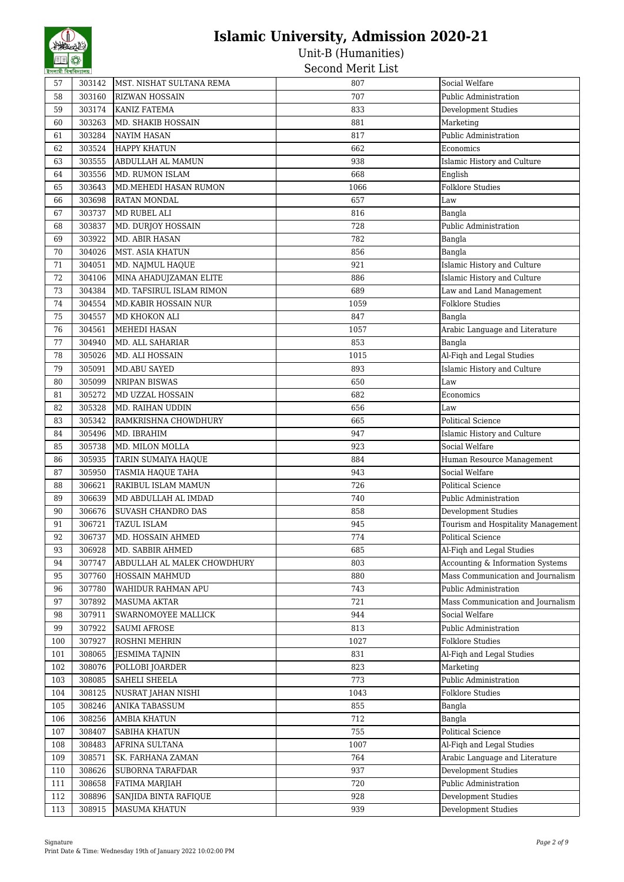# Islamic University, Admission 2020-21

Unit-B (Humanities)

Second Merit List

| 57 | 303142 | MST. NISHAT SULTANA REMA | 807 | Social Welfare |
|---|---|---|---|---|
| 58 | 303160 | RIZWAN HOSSAIN | 707 | Public Administration |
| 59 | 303174 | KANIZ FATEMA | 833 | Development Studies |
| 60 | 303263 | MD. SHAKIB HOSSAIN | 881 | Marketing |
| 61 | 303284 | NAYIM HASAN | 817 | Public Administration |
| 62 | 303524 | HAPPY KHATUN | 662 | Economics |
| 63 | 303555 | ABDULLAH AL MAMUN | 938 | Islamic History and Culture |
| 64 | 303556 | MD. RUMON ISLAM | 668 | English |
| 65 | 303643 | MD.MEHEDI HASAN RUMON | 1066 | Folklore Studies |
| 66 | 303698 | RATAN MONDAL | 657 | Law |
| 67 | 303737 | MD RUBEL ALI | 816 | Bangla |
| 68 | 303837 | MD. DURJOY HOSSAIN | 728 | Public Administration |
| 69 | 303922 | MD. ABIR HASAN | 782 | Bangla |
| 70 | 304026 | MST. ASIA KHATUN | 856 | Bangla |
| 71 | 304051 | MD. NAJMUL HAQUE | 921 | Islamic History and Culture |
| 72 | 304106 | MINA AHADUJZAMAN ELITE | 886 | Islamic History and Culture |
| 73 | 304384 | MD. TAFSIRUL ISLAM RIMON | 689 | Law and Land Management |
| 74 | 304554 | MD.KABIR HOSSAIN NUR | 1059 | Folklore Studies |
| 75 | 304557 | MD KHOKON ALI | 847 | Bangla |
| 76 | 304561 | MEHEDI HASAN | 1057 | Arabic Language and Literature |
| 77 | 304940 | MD. ALL SAHARIAR | 853 | Bangla |
| 78 | 305026 | MD. ALI HOSSAIN | 1015 | Al-Fiqh and Legal Studies |
| 79 | 305091 | MD.ABU SAYED | 893 | Islamic History and Culture |
| 80 | 305099 | NRIPAN BISWAS | 650 | Law |
| 81 | 305272 | MD UZZAL HOSSAIN | 682 | Economics |
| 82 | 305328 | MD. RAIHAN UDDIN | 656 | Law |
| 83 | 305342 | RAMKRISHNA CHOWDHURY | 665 | Political Science |
| 84 | 305496 | MD. IBRAHIM | 947 | Islamic History and Culture |
| 85 | 305738 | MD. MILON MOLLA | 923 | Social Welfare |
| 86 | 305935 | TARIN SUMAIYA HAQUE | 884 | Human Resource Management |
| 87 | 305950 | TASMIA HAQUE TAHA | 943 | Social Welfare |
| 88 | 306621 | RAKIBUL ISLAM MAMUN | 726 | Political Science |
| 89 | 306639 | MD ABDULLAH AL IMDAD | 740 | Public Administration |
| 90 | 306676 | SUVASH CHANDRO DAS | 858 | Development Studies |
| 91 | 306721 | TAZUL ISLAM | 945 | Tourism and Hospitality Management |
| 92 | 306737 | MD. HOSSAIN AHMED | 774 | Political Science |
| 93 | 306928 | MD. SABBIR AHMED | 685 | Al-Fiqh and Legal Studies |
| 94 | 307747 | ABDULLAH AL MALEK CHOWDHURY | 803 | Accounting & Information Systems |
| 95 | 307760 | HOSSAIN MAHMUD | 880 | Mass Communication and Journalism |
| 96 | 307780 | WAHIDUR RAHMAN APU | 743 | Public Administration |
| 97 | 307892 | MASUMA AKTAR | 721 | Mass Communication and Journalism |
| 98 | 307911 | SWARNOMOYEE MALLICK | 944 | Social Welfare |
| 99 | 307922 | SAUMI AFROSE | 813 | Public Administration |
| 100 | 307927 | ROSHNI MEHRIN | 1027 | Folklore Studies |
| 101 | 308065 | JESMIMA TAJNIN | 831 | Al-Fiqh and Legal Studies |
| 102 | 308076 | POLLOBI JOARDER | 823 | Marketing |
| 103 | 308085 | SAHELI SHEELA | 773 | Public Administration |
| 104 | 308125 | NUSRAT JAHAN NISHI | 1043 | Folklore Studies |
| 105 | 308246 | ANIKA TABASSUM | 855 | Bangla |
| 106 | 308256 | AMBIA KHATUN | 712 | Bangla |
| 107 | 308407 | SABIHA KHATUN | 755 | Political Science |
| 108 | 308483 | AFRINA SULTANA | 1007 | Al-Fiqh and Legal Studies |
| 109 | 308571 | SK. FARHANA ZAMAN | 764 | Arabic Language and Literature |
| 110 | 308626 | SUBORNA TARAFDAR | 937 | Development Studies |
| 111 | 308658 | FATIMA MARJIAH | 720 | Public Administration |
| 112 | 308896 | SANJIDA BINTA RAFIQUE | 928 | Development Studies |
| 113 | 308915 | MASUMA KHATUN | 939 | Development Studies |

Signature

Print Date & Time: Wednesday 19th of January 2022 10:02:00 PM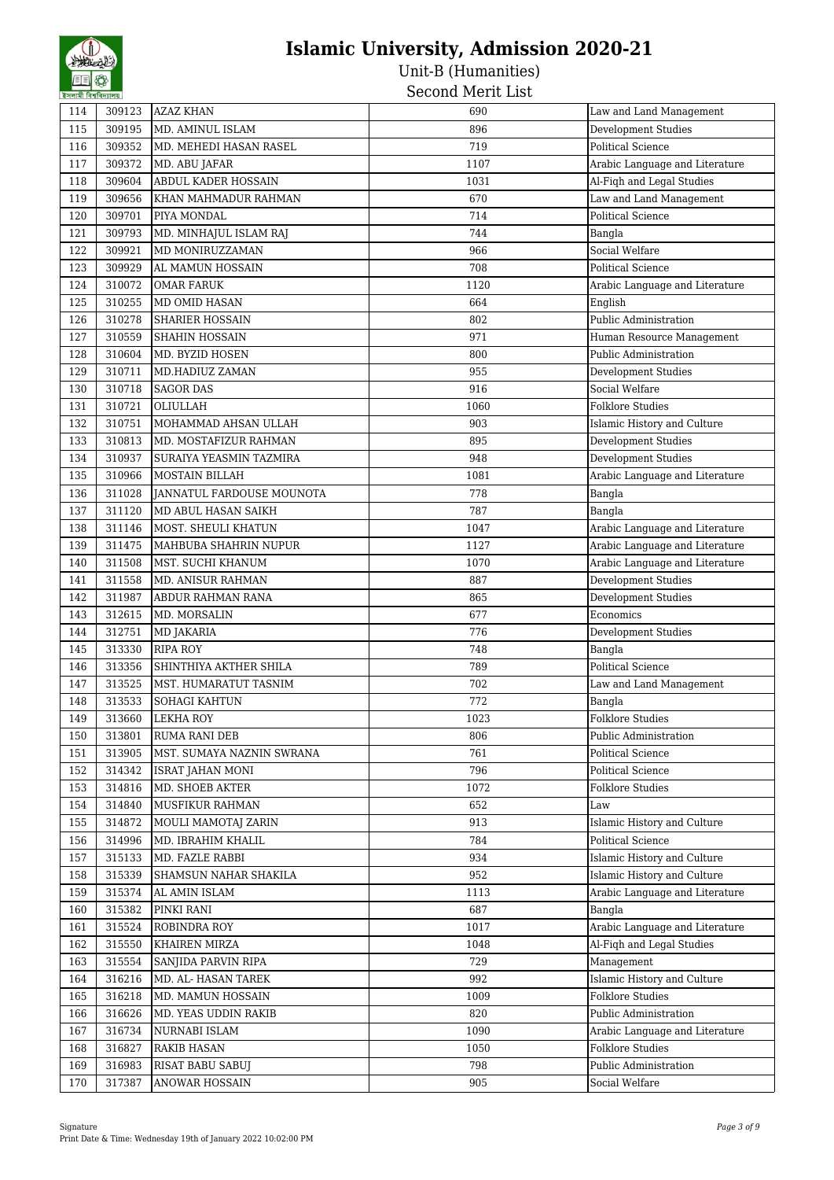# Islamic University, Admission 2020-21

## Unit-B (Humanities)

### Second Merit List

| | | | | |
|---|---|---|---|---|
| 114 | 309123 | AZAZ KHAN | 690 | Law and Land Management |
| 115 | 309195 | MD. AMINUL ISLAM | 896 | Development Studies |
| 116 | 309352 | MD. MEHEDI HASAN RASEL | 719 | Political Science |
| 117 | 309372 | MD. ABU JAFAR | 1107 | Arabic Language and Literature |
| 118 | 309604 | ABDUL KADER HOSSAIN | 1031 | Al-Fiqh and Legal Studies |
| 119 | 309656 | KHAN MAHMADUR RAHMAN | 670 | Law and Land Management |
| 120 | 309701 | PIYA MONDAL | 714 | Political Science |
| 121 | 309793 | MD. MINHAJUL ISLAM RAJ | 744 | Bangla |
| 122 | 309921 | MD MONIRUZZAMAN | 966 | Social Welfare |
| 123 | 309929 | AL MAMUN HOSSAIN | 708 | Political Science |
| 124 | 310072 | OMAR FARUK | 1120 | Arabic Language and Literature |
| 125 | 310255 | MD OMID HASAN | 664 | English |
| 126 | 310278 | SHARIER HOSSAIN | 802 | Public Administration |
| 127 | 310559 | SHAHIN HOSSAIN | 971 | Human Resource Management |
| 128 | 310604 | MD. BYZID HOSEN | 800 | Public Administration |
| 129 | 310711 | MD.HADIUZ ZAMAN | 955 | Development Studies |
| 130 | 310718 | SAGOR DAS | 916 | Social Welfare |
| 131 | 310721 | OLIULLAH | 1060 | Folklore Studies |
| 132 | 310751 | MOHAMMAD AHSAN ULLAH | 903 | Islamic History and Culture |
| 133 | 310813 | MD. MOSTAFIZUR RAHMAN | 895 | Development Studies |
| 134 | 310937 | SURAIYA YEASMIN TAZMIRA | 948 | Development Studies |
| 135 | 310966 | MOSTAIN BILLAH | 1081 | Arabic Language and Literature |
| 136 | 311028 | JANNATUL FARDOUSE MOUNOTA | 778 | Bangla |
| 137 | 311120 | MD ABUL HASAN SAIKH | 787 | Bangla |
| 138 | 311146 | MOST. SHEULI KHATUN | 1047 | Arabic Language and Literature |
| 139 | 311475 | MAHBUBA SHAHRIN NUPUR | 1127 | Arabic Language and Literature |
| 140 | 311508 | MST. SUCHI KHANUM | 1070 | Arabic Language and Literature |
| 141 | 311558 | MD. ANISUR RAHMAN | 887 | Development Studies |
| 142 | 311987 | ABDUR RAHMAN RANA | 865 | Development Studies |
| 143 | 312615 | MD. MORSALIN | 677 | Economics |
| 144 | 312751 | MD JAKARIA | 776 | Development Studies |
| 145 | 313330 | RIPA ROY | 748 | Bangla |
| 146 | 313356 | SHINTHIYA AKTHER SHILA | 789 | Political Science |
| 147 | 313525 | MST. HUMARATUT TASNIM | 702 | Law and Land Management |
| 148 | 313533 | SOHAGI KAHTUN | 772 | Bangla |
| 149 | 313660 | LEKHA ROY | 1023 | Folklore Studies |
| 150 | 313801 | RUMA RANI DEB | 806 | Public Administration |
| 151 | 313905 | MST. SUMAYA NAZNIN SWRANA | 761 | Political Science |
| 152 | 314342 | ISRAT JAHAN MONI | 796 | Political Science |
| 153 | 314816 | MD. SHOEB AKTER | 1072 | Folklore Studies |
| 154 | 314840 | MUSFIKUR RAHMAN | 652 | Law |
| 155 | 314872 | MOULI MAMOTAJ ZARIN | 913 | Islamic History and Culture |
| 156 | 314996 | MD. IBRAHIM KHALIL | 784 | Political Science |
| 157 | 315133 | MD. FAZLE RABBI | 934 | Islamic History and Culture |
| 158 | 315339 | SHAMSUN NAHAR SHAKILA | 952 | Islamic History and Culture |
| 159 | 315374 | AL AMIN ISLAM | 1113 | Arabic Language and Literature |
| 160 | 315382 | PINKI RANI | 687 | Bangla |
| 161 | 315524 | ROBINDRA ROY | 1017 | Arabic Language and Literature |
| 162 | 315550 | KHAIREN MIRZA | 1048 | Al-Fiqh and Legal Studies |
| 163 | 315554 | SANJIDA PARVIN RIPA | 729 | Management |
| 164 | 316216 | MD. AL- HASAN TAREK | 992 | Islamic History and Culture |
| 165 | 316218 | MD. MAMUN HOSSAIN | 1009 | Folklore Studies |
| 166 | 316626 | MD. YEAS UDDIN RAKIB | 820 | Public Administration |
| 167 | 316734 | NURNABI ISLAM | 1090 | Arabic Language and Literature |
| 168 | 316827 | RAKIB HASAN | 1050 | Folklore Studies |
| 169 | 316983 | RISAT BABU SABUJ | 798 | Public Administration |
| 170 | 317387 | ANOWAR HOSSAIN | 905 | Social Welfare |

Signature

Print Date & Time: Wednesday 19th of January 2022 10:02:00 PM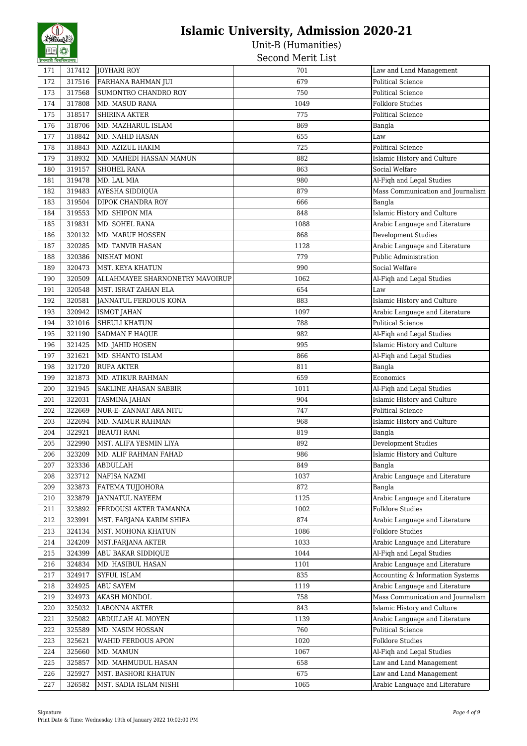# Islamic University, Admission 2020-21

## Unit-B (Humanities)

### Second Merit List

| 171 | 317412 | JOYHARI ROY | 701 | Law and Land Management |
|---|---|---|---|---|
| 172 | 317516 | FARHANA RAHMAN JUI | 679 | Political Science |
| 173 | 317568 | SUMONTRO CHANDRO ROY | 750 | Political Science |
| 174 | 317808 | MD. MASUD RANA | 1049 | Folklore Studies |
| 175 | 318517 | SHIRINA AKTER | 775 | Political Science |
| 176 | 318706 | MD. MAZHARUL ISLAM | 869 | Bangla |
| 177 | 318842 | MD. NAHID HASAN | 655 | Law |
| 178 | 318843 | MD. AZIZUL HAKIM | 725 | Political Science |
| 179 | 318932 | MD. MAHEDI HASSAN MAMUN | 882 | Islamic History and Culture |
| 180 | 319157 | SHOHEL RANA | 863 | Social Welfare |
| 181 | 319478 | MD. LAL MIA | 980 | Al-Fiqh and Legal Studies |
| 182 | 319483 | AYESHA SIDDIQUA | 879 | Mass Communication and Journalism |
| 183 | 319504 | DIPOK CHANDRA ROY | 666 | Bangla |
| 184 | 319553 | MD. SHIPON MIA | 848 | Islamic History and Culture |
| 185 | 319831 | MD. SOHEL RANA | 1088 | Arabic Language and Literature |
| 186 | 320132 | MD. MARUF HOSSEN | 868 | Development Studies |
| 187 | 320285 | MD. TANVIR HASAN | 1128 | Arabic Language and Literature |
| 188 | 320386 | NISHAT MONI | 779 | Public Administration |
| 189 | 320473 | MST. KEYA KHATUN | 990 | Social Welfare |
| 190 | 320509 | ALLAHMAYEE SHARNONETRY MAVOIRUP | 1062 | Al-Fiqh and Legal Studies |
| 191 | 320548 | MST. ISRAT ZAHAN ELA | 654 | Law |
| 192 | 320581 | JANNATUL FERDOUS KONA | 883 | Islamic History and Culture |
| 193 | 320942 | ISMOT JAHAN | 1097 | Arabic Language and Literature |
| 194 | 321016 | SHEULI KHATUN | 788 | Political Science |
| 195 | 321190 | SADMAN F HAQUE | 982 | Al-Fiqh and Legal Studies |
| 196 | 321425 | MD. JAHID HOSEN | 995 | Islamic History and Culture |
| 197 | 321621 | MD. SHANTO ISLAM | 866 | Al-Fiqh and Legal Studies |
| 198 | 321720 | RUPA AKTER | 811 | Bangla |
| 199 | 321873 | MD. ATIKUR RAHMAN | 659 | Economics |
| 200 | 321945 | SAKLINE AHASAN SABBIR | 1011 | Al-Fiqh and Legal Studies |
| 201 | 322031 | TASMINA JAHAN | 904 | Islamic History and Culture |
| 202 | 322669 | NUR-E- ZANNAT ARA NITU | 747 | Political Science |
| 203 | 322694 | MD. NAIMUR RAHMAN | 968 | Islamic History and Culture |
| 204 | 322921 | BEAUTI RANI | 819 | Bangla |
| 205 | 322990 | MST. ALIFA YESMIN LIYA | 892 | Development Studies |
| 206 | 323209 | MD. ALIF RAHMAN FAHAD | 986 | Islamic History and Culture |
| 207 | 323336 | ABDULLAH | 849 | Bangla |
| 208 | 323712 | NAFISA NAZMI | 1037 | Arabic Language and Literature |
| 209 | 323873 | FATEMA TUJJOHORA | 872 | Bangla |
| 210 | 323879 | JANNATUL NAYEEM | 1125 | Arabic Language and Literature |
| 211 | 323892 | FERDOUSI AKTER TAMANNA | 1002 | Folklore Studies |
| 212 | 323991 | MST. FARJANA KARIM SHIFA | 874 | Arabic Language and Literature |
| 213 | 324134 | MST. MOHONA KHATUN | 1086 | Folklore Studies |
| 214 | 324209 | MST.FARJANA AKTER | 1033 | Arabic Language and Literature |
| 215 | 324399 | ABU BAKAR SIDDIQUE | 1044 | Al-Fiqh and Legal Studies |
| 216 | 324834 | MD. HASIBUL HASAN | 1101 | Arabic Language and Literature |
| 217 | 324917 | SYFUL ISLAM | 835 | Accounting & Information Systems |
| 218 | 324925 | ABU SAYEM | 1119 | Arabic Language and Literature |
| 219 | 324973 | AKASH MONDOL | 758 | Mass Communication and Journalism |
| 220 | 325032 | LABONNA AKTER | 843 | Islamic History and Culture |
| 221 | 325082 | ABDULLAH AL MOYEN | 1139 | Arabic Language and Literature |
| 222 | 325589 | MD. NASIM HOSSAN | 760 | Political Science |
| 223 | 325621 | WAHID FERDOUS APON | 1020 | Folklore Studies |
| 224 | 325660 | MD. MAMUN | 1067 | Al-Fiqh and Legal Studies |
| 225 | 325857 | MD. MAHMUDUL HASAN | 658 | Law and Land Management |
| 226 | 325927 | MST. BASHORI KHATUN | 675 | Law and Land Management |
| 227 | 326582 | MST. SADIA ISLAM NISHI | 1065 | Arabic Language and Literature |

Signature

Print Date & Time: Wednesday 19th of January 2022 10:02:00 PM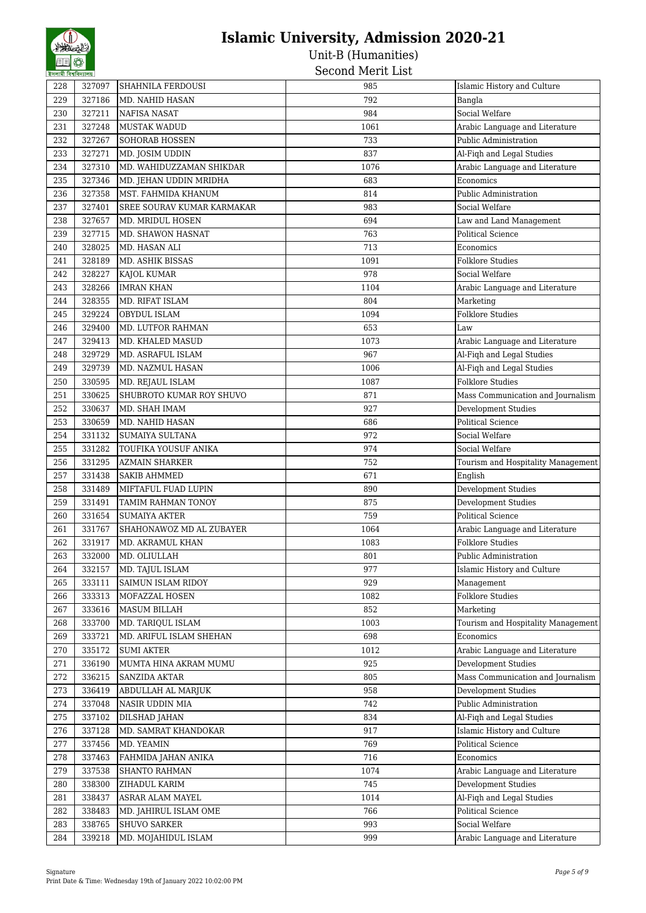# Islamic University, Admission 2020-21

## Unit-B (Humanities)

### Second Merit List

| | | | | |
|---|---|---|---|---|
| 228 | 327097 | SHAHNILA FERDOUSI | 985 | Islamic History and Culture |
| 229 | 327186 | MD. NAHID HASAN | 792 | Bangla |
| 230 | 327211 | NAFISA NASAT | 984 | Social Welfare |
| 231 | 327248 | MUSTAK WADUD | 1061 | Arabic Language and Literature |
| 232 | 327267 | SOHORAB HOSSEN | 733 | Public Administration |
| 233 | 327271 | MD. JOSIM UDDIN | 837 | Al-Fiqh and Legal Studies |
| 234 | 327310 | MD. WAHIDUZZAMAN SHIKDAR | 1076 | Arabic Language and Literature |
| 235 | 327346 | MD. JEHAN UDDIN MRIDHA | 683 | Economics |
| 236 | 327358 | MST. FAHMIDA KHANUM | 814 | Public Administration |
| 237 | 327401 | SREE SOURAV KUMAR KARMAKAR | 983 | Social Welfare |
| 238 | 327657 | MD. MRIDUL HOSEN | 694 | Law and Land Management |
| 239 | 327715 | MD. SHAWON HASNAT | 763 | Political Science |
| 240 | 328025 | MD. HASAN ALI | 713 | Economics |
| 241 | 328189 | MD. ASHIK BISSAS | 1091 | Folklore Studies |
| 242 | 328227 | KAJOL KUMAR | 978 | Social Welfare |
| 243 | 328266 | IMRAN KHAN | 1104 | Arabic Language and Literature |
| 244 | 328355 | MD. RIFAT ISLAM | 804 | Marketing |
| 245 | 329224 | OBYDUL ISLAM | 1094 | Folklore Studies |
| 246 | 329400 | MD. LUTFOR RAHMAN | 653 | Law |
| 247 | 329413 | MD. KHALED MASUD | 1073 | Arabic Language and Literature |
| 248 | 329729 | MD. ASRAFUL ISLAM | 967 | Al-Fiqh and Legal Studies |
| 249 | 329739 | MD. NAZMUL HASAN | 1006 | Al-Fiqh and Legal Studies |
| 250 | 330595 | MD. REJAUL ISLAM | 1087 | Folklore Studies |
| 251 | 330625 | SHUBROTO KUMAR ROY SHUVO | 871 | Mass Communication and Journalism |
| 252 | 330637 | MD. SHAH IMAM | 927 | Development Studies |
| 253 | 330659 | MD. NAHID HASAN | 686 | Political Science |
| 254 | 331132 | SUMAIYA SULTANA | 972 | Social Welfare |
| 255 | 331282 | TOUFIKA YOUSUF ANIKA | 974 | Social Welfare |
| 256 | 331295 | AZMAIN SHARKER | 752 | Tourism and Hospitality Management |
| 257 | 331438 | SAKIB AHMMED | 671 | English |
| 258 | 331489 | MIFTAFUL FUAD LUPIN | 890 | Development Studies |
| 259 | 331491 | TAMIM RAHMAN TONOY | 875 | Development Studies |
| 260 | 331654 | SUMAIYA AKTER | 759 | Political Science |
| 261 | 331767 | SHAHONAWOZ MD AL ZUBAYER | 1064 | Arabic Language and Literature |
| 262 | 331917 | MD. AKRAMUL KHAN | 1083 | Folklore Studies |
| 263 | 332000 | MD. OLIULLAH | 801 | Public Administration |
| 264 | 332157 | MD. TAJUL ISLAM | 977 | Islamic History and Culture |
| 265 | 333111 | SAIMUN ISLAM RIDOY | 929 | Management |
| 266 | 333313 | MOFAZZAL HOSEN | 1082 | Folklore Studies |
| 267 | 333616 | MASUM BILLAH | 852 | Marketing |
| 268 | 333700 | MD. TARIQUL ISLAM | 1003 | Tourism and Hospitality Management |
| 269 | 333721 | MD. ARIFUL ISLAM SHEHAN | 698 | Economics |
| 270 | 335172 | SUMI AKTER | 1012 | Arabic Language and Literature |
| 271 | 336190 | MUMTA HINA AKRAM MUMU | 925 | Development Studies |
| 272 | 336215 | SANZIDA AKTAR | 805 | Mass Communication and Journalism |
| 273 | 336419 | ABDULLAH AL MARJUK | 958 | Development Studies |
| 274 | 337048 | NASIR UDDIN MIA | 742 | Public Administration |
| 275 | 337102 | DILSHAD JAHAN | 834 | Al-Fiqh and Legal Studies |
| 276 | 337128 | MD. SAMRAT KHANDOKAR | 917 | Islamic History and Culture |
| 277 | 337456 | MD. YEAMIN | 769 | Political Science |
| 278 | 337463 | FAHMIDA JAHAN ANIKA | 716 | Economics |
| 279 | 337538 | SHANTO RAHMAN | 1074 | Arabic Language and Literature |
| 280 | 338300 | ZIHADUL KARIM | 745 | Development Studies |
| 281 | 338437 | ASRAR ALAM MAYEL | 1014 | Al-Fiqh and Legal Studies |
| 282 | 338483 | MD. JAHIRUL ISLAM OME | 766 | Political Science |
| 283 | 338765 | SHUVO SARKER | 993 | Social Welfare |
| 284 | 339218 | MD. MOJAHIDUL ISLAM | 999 | Arabic Language and Literature |

Signature

Print Date & Time: Wednesday 19th of January 2022 10:02:00 PM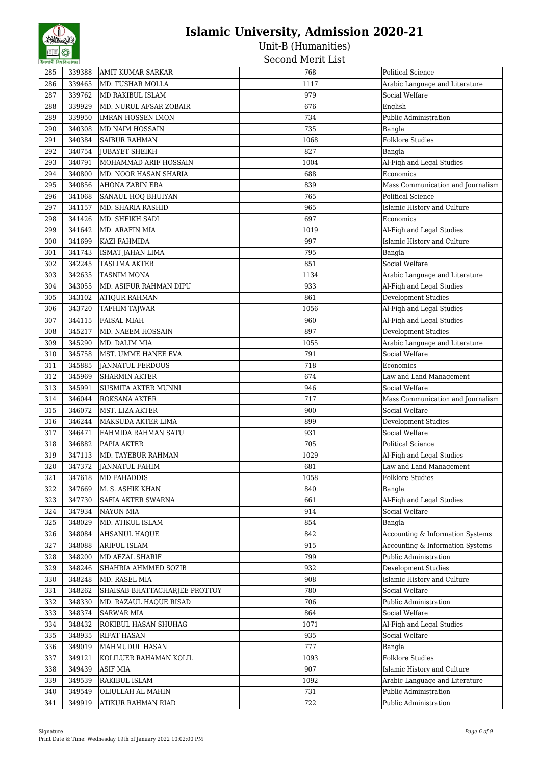# Islamic University, Admission 2020-21

## Unit-B (Humanities)

### Second Merit List

| 285 | 339388 | AMIT KUMAR SARKAR | 768 | Political Science |
|---|---|---|---|---|
| 286 | 339465 | MD. TUSHAR MOLLA | 1117 | Arabic Language and Literature |
| 287 | 339762 | MD RAKIBUL ISLAM | 979 | Social Welfare |
| 288 | 339929 | MD. NURUL AFSAR ZOBAIR | 676 | English |
| 289 | 339950 | IMRAN HOSSEN IMON | 734 | Public Administration |
| 290 | 340308 | MD NAIM HOSSAIN | 735 | Bangla |
| 291 | 340384 | SAIBUR RAHMAN | 1068 | Folklore Studies |
| 292 | 340754 | JUBAYET SHEIKH | 827 | Bangla |
| 293 | 340791 | MOHAMMAD ARIF HOSSAIN | 1004 | Al-Fiqh and Legal Studies |
| 294 | 340800 | MD. NOOR HASAN SHARIA | 688 | Economics |
| 295 | 340856 | AHONA ZABIN ERA | 839 | Mass Communication and Journalism |
| 296 | 341068 | SANAUL HOQ BHUIYAN | 765 | Political Science |
| 297 | 341157 | MD. SHARIA RASHID | 965 | Islamic History and Culture |
| 298 | 341426 | MD. SHEIKH SADI | 697 | Economics |
| 299 | 341642 | MD. ARAFIN MIA | 1019 | Al-Fiqh and Legal Studies |
| 300 | 341699 | KAZI FAHMIDA | 997 | Islamic History and Culture |
| 301 | 341743 | ISMAT JAHAN LIMA | 795 | Bangla |
| 302 | 342245 | TASLIMA AKTER | 851 | Social Welfare |
| 303 | 342635 | TASNIM MONA | 1134 | Arabic Language and Literature |
| 304 | 343055 | MD. ASIFUR RAHMAN DIPU | 933 | Al-Fiqh and Legal Studies |
| 305 | 343102 | ATIQUR RAHMAN | 861 | Development Studies |
| 306 | 343720 | TAFHIM TAJWAR | 1056 | Al-Fiqh and Legal Studies |
| 307 | 344115 | FAISAL MIAH | 960 | Al-Fiqh and Legal Studies |
| 308 | 345217 | MD. NAEEM HOSSAIN | 897 | Development Studies |
| 309 | 345290 | MD. DALIM MIA | 1055 | Arabic Language and Literature |
| 310 | 345758 | MST. UMME HANEE EVA | 791 | Social Welfare |
| 311 | 345885 | JANNATUL FERDOUS | 718 | Economics |
| 312 | 345969 | SHARMIN AKTER | 674 | Law and Land Management |
| 313 | 345991 | SUSMITA AKTER MUNNI | 946 | Social Welfare |
| 314 | 346044 | ROKSANA AKTER | 717 | Mass Communication and Journalism |
| 315 | 346072 | MST. LIZA AKTER | 900 | Social Welfare |
| 316 | 346244 | MAKSUDA AKTER LIMA | 899 | Development Studies |
| 317 | 346471 | FAHMIDA RAHMAN SATU | 931 | Social Welfare |
| 318 | 346882 | PAPIA AKTER | 705 | Political Science |
| 319 | 347113 | MD. TAYEBUR RAHMAN | 1029 | Al-Fiqh and Legal Studies |
| 320 | 347372 | JANNATUL FAHIM | 681 | Law and Land Management |
| 321 | 347618 | MD FAHADDIS | 1058 | Folklore Studies |
| 322 | 347669 | M. S. ASHIK KHAN | 840 | Bangla |
| 323 | 347730 | SAFIA AKTER SWARNA | 661 | Al-Fiqh and Legal Studies |
| 324 | 347934 | NAYON MIA | 914 | Social Welfare |
| 325 | 348029 | MD. ATIKUL ISLAM | 854 | Bangla |
| 326 | 348084 | AHSANUL HAQUE | 842 | Accounting & Information Systems |
| 327 | 348088 | ARIFUL ISLAM | 915 | Accounting & Information Systems |
| 328 | 348200 | MD AFZAL SHARIF | 799 | Public Administration |
| 329 | 348246 | SHAHRIA AHMMED SOZIB | 932 | Development Studies |
| 330 | 348248 | MD. RASEL MIA | 908 | Islamic History and Culture |
| 331 | 348262 | SHAISAB BHATTACHARJEE PROTTOY | 780 | Social Welfare |
| 332 | 348330 | MD. RAZAUL HAQUE RISAD | 706 | Public Administration |
| 333 | 348374 | SARWAR MIA | 864 | Social Welfare |
| 334 | 348432 | ROKIBUL HASAN SHUHAG | 1071 | Al-Fiqh and Legal Studies |
| 335 | 348935 | RIFAT HASAN | 935 | Social Welfare |
| 336 | 349019 | MAHMUDUL HASAN | 777 | Bangla |
| 337 | 349121 | KOLILUER RAHAMAN KOLIL | 1093 | Folklore Studies |
| 338 | 349439 | ASIF MIA | 907 | Islamic History and Culture |
| 339 | 349539 | RAKIBUL ISLAM | 1092 | Arabic Language and Literature |
| 340 | 349549 | OLIULLAH AL MAHIN | 731 | Public Administration |
| 341 | 349919 | ATIKUR RAHMAN RIAD | 722 | Public Administration |

Signature

Print Date & Time: Wednesday 19th of January 2022 10:02:00 PM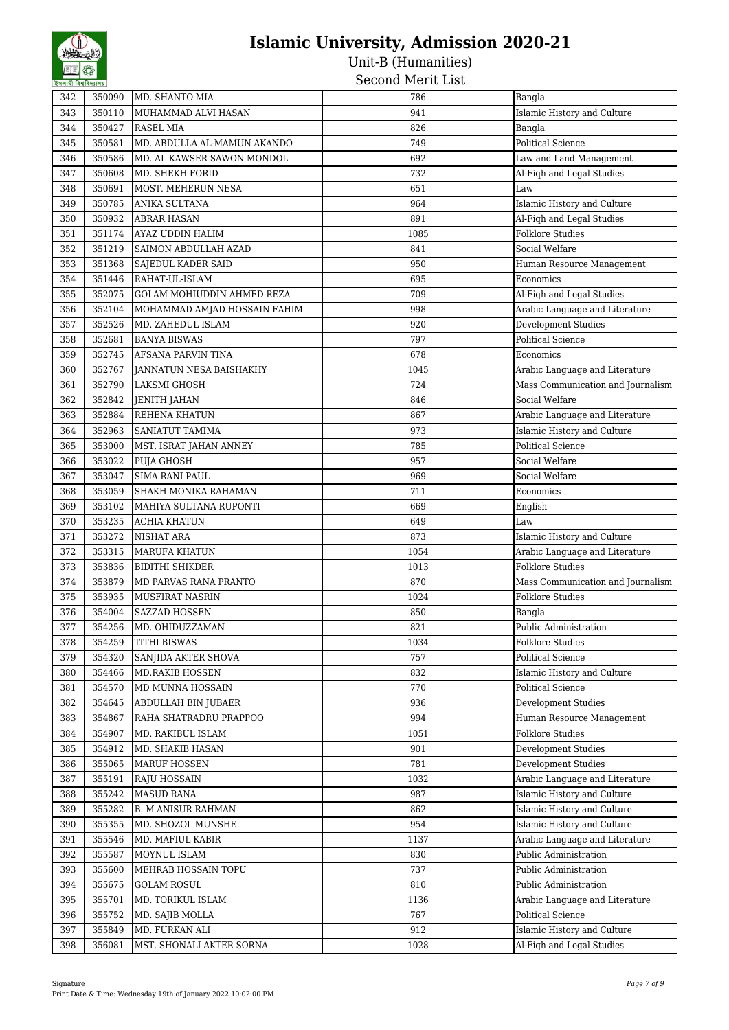# Islamic University, Admission 2020-21

## Unit-B (Humanities)

### Second Merit List

| 342 | 350090 | MD. SHANTO MIA | 786 | Bangla |
|---|---|---|---|---|
| 343 | 350110 | MUHAMMAD ALVI HASAN | 941 | Islamic History and Culture |
| 344 | 350427 | RASEL MIA | 826 | Bangla |
| 345 | 350581 | MD. ABDULLA AL-MAMUN AKANDO | 749 | Political Science |
| 346 | 350586 | MD. AL KAWSER SAWON MONDOL | 692 | Law and Land Management |
| 347 | 350608 | MD. SHEKH FORID | 732 | Al-Fiqh and Legal Studies |
| 348 | 350691 | MOST. MEHERUN NESA | 651 | Law |
| 349 | 350785 | ANIKA SULTANA | 964 | Islamic History and Culture |
| 350 | 350932 | ABRAR HASAN | 891 | Al-Fiqh and Legal Studies |
| 351 | 351174 | AYAZ UDDIN HALIM | 1085 | Folklore Studies |
| 352 | 351219 | SAIMON ABDULLAH AZAD | 841 | Social Welfare |
| 353 | 351368 | SAJEDUL KADER SAID | 950 | Human Resource Management |
| 354 | 351446 | RAHAT-UL-ISLAM | 695 | Economics |
| 355 | 352075 | GOLAM MOHIUDDIN AHMED REZA | 709 | Al-Fiqh and Legal Studies |
| 356 | 352104 | MOHAMMAD AMJAD HOSSAIN FAHIM | 998 | Arabic Language and Literature |
| 357 | 352526 | MD. ZAHEDUL ISLAM | 920 | Development Studies |
| 358 | 352681 | BANYA BISWAS | 797 | Political Science |
| 359 | 352745 | AFSANA PARVIN TINA | 678 | Economics |
| 360 | 352767 | JANNATUN NESA BAISHAKHY | 1045 | Arabic Language and Literature |
| 361 | 352790 | LAKSMI GHOSH | 724 | Mass Communication and Journalism |
| 362 | 352842 | JENITH JAHAN | 846 | Social Welfare |
| 363 | 352884 | REHENA KHATUN | 867 | Arabic Language and Literature |
| 364 | 352963 | SANIATUT TAMIMA | 973 | Islamic History and Culture |
| 365 | 353000 | MST. ISRAT JAHAN ANNEY | 785 | Political Science |
| 366 | 353022 | PUJA GHOSH | 957 | Social Welfare |
| 367 | 353047 | SIMA RANI PAUL | 969 | Social Welfare |
| 368 | 353059 | SHAKH MONIKA RAHAMAN | 711 | Economics |
| 369 | 353102 | MAHIYA SULTANA RUPONTI | 669 | English |
| 370 | 353235 | ACHIA KHATUN | 649 | Law |
| 371 | 353272 | NISHAT ARA | 873 | Islamic History and Culture |
| 372 | 353315 | MARUFA KHATUN | 1054 | Arabic Language and Literature |
| 373 | 353836 | BIDITHI SHIKDER | 1013 | Folklore Studies |
| 374 | 353879 | MD PARVAS RANA PRANTO | 870 | Mass Communication and Journalism |
| 375 | 353935 | MUSFIRAT NASRIN | 1024 | Folklore Studies |
| 376 | 354004 | SAZZAD HOSSEN | 850 | Bangla |
| 377 | 354256 | MD. OHIDUZZAMAN | 821 | Public Administration |
| 378 | 354259 | TITHI BISWAS | 1034 | Folklore Studies |
| 379 | 354320 | SANJIDA AKTER SHOVA | 757 | Political Science |
| 380 | 354466 | MD.RAKIB HOSSEN | 832 | Islamic History and Culture |
| 381 | 354570 | MD MUNNA HOSSAIN | 770 | Political Science |
| 382 | 354645 | ABDULLAH BIN JUBAER | 936 | Development Studies |
| 383 | 354867 | RAHA SHATRADRU PRAPPOO | 994 | Human Resource Management |
| 384 | 354907 | MD. RAKIBUL ISLAM | 1051 | Folklore Studies |
| 385 | 354912 | MD. SHAKIB HASAN | 901 | Development Studies |
| 386 | 355065 | MARUF HOSSEN | 781 | Development Studies |
| 387 | 355191 | RAJU HOSSAIN | 1032 | Arabic Language and Literature |
| 388 | 355242 | MASUD RANA | 987 | Islamic History and Culture |
| 389 | 355282 | B. M ANISUR RAHMAN | 862 | Islamic History and Culture |
| 390 | 355355 | MD. SHOZOL MUNSHE | 954 | Islamic History and Culture |
| 391 | 355546 | MD. MAFIUL KABIR | 1137 | Arabic Language and Literature |
| 392 | 355587 | MOYNUL ISLAM | 830 | Public Administration |
| 393 | 355600 | MEHRAB HOSSAIN TOPU | 737 | Public Administration |
| 394 | 355675 | GOLAM ROSUL | 810 | Public Administration |
| 395 | 355701 | MD. TORIKUL ISLAM | 1136 | Arabic Language and Literature |
| 396 | 355752 | MD. SAJIB MOLLA | 767 | Political Science |
| 397 | 355849 | MD. FURKAN ALI | 912 | Islamic History and Culture |
| 398 | 356081 | MST. SHONALI AKTER SORNA | 1028 | Al-Fiqh and Legal Studies |

Signature

Print Date & Time: Wednesday 19th of January 2022 10:02:00 PM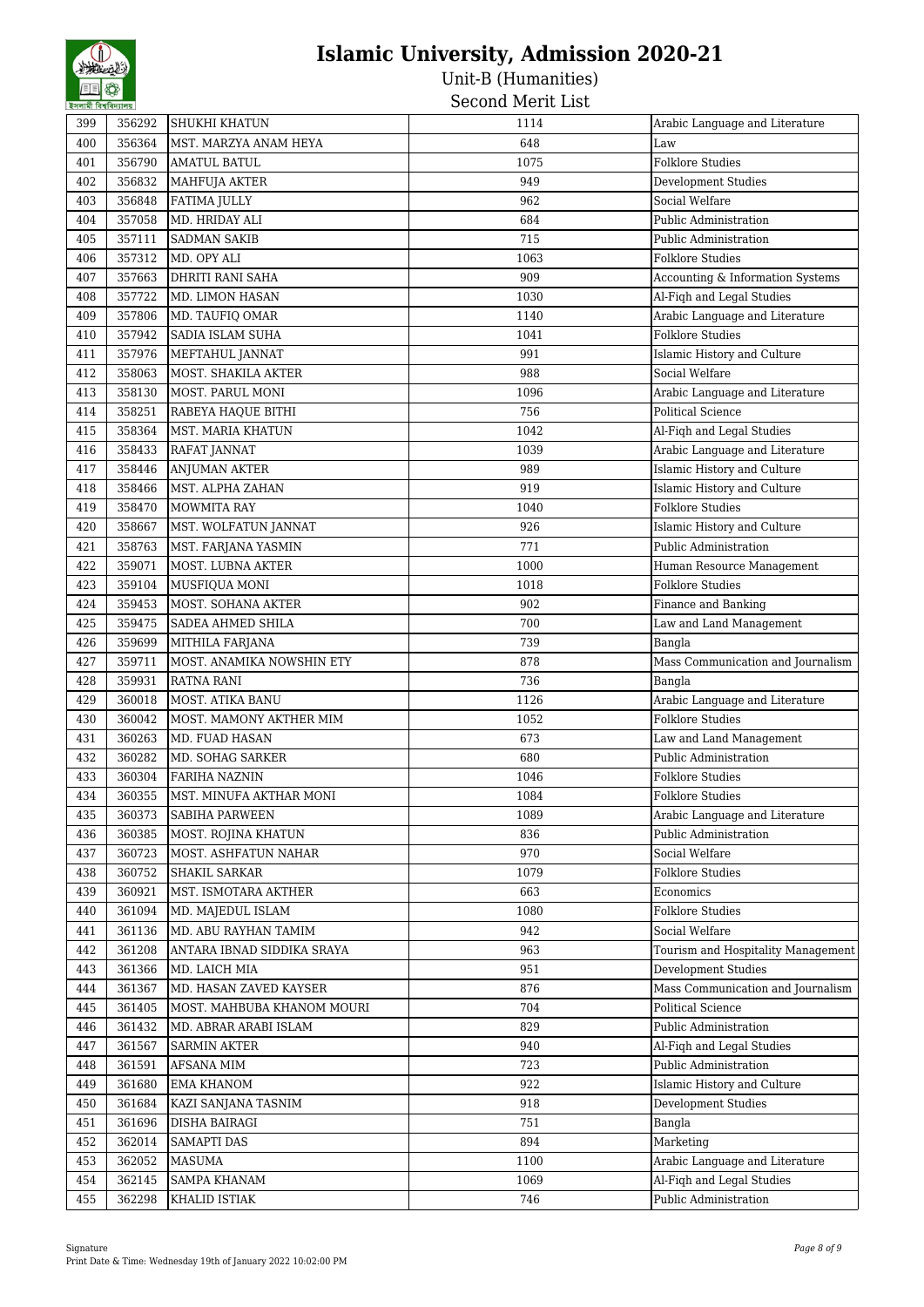# Islamic University, Admission 2020-21

## Unit-B (Humanities)

### Second Merit List

| 399 | 356292 | SHUKHI KHATUN | 1114 | Arabic Language and Literature |
|---|---|---|---|---|
| 400 | 356364 | MST. MARZYA ANAM HEYA | 648 | Law |
| 401 | 356790 | AMATUL BATUL | 1075 | Folklore Studies |
| 402 | 356832 | MAHFUJA AKTER | 949 | Development Studies |
| 403 | 356848 | FATIMA JULLY | 962 | Social Welfare |
| 404 | 357058 | MD. HRIDAY ALI | 684 | Public Administration |
| 405 | 357111 | SADMAN SAKIB | 715 | Public Administration |
| 406 | 357312 | MD. OPY ALI | 1063 | Folklore Studies |
| 407 | 357663 | DHRITI RANI SAHA | 909 | Accounting & Information Systems |
| 408 | 357722 | MD. LIMON HASAN | 1030 | Al-Fiqh and Legal Studies |
| 409 | 357806 | MD. TAUFIQ OMAR | 1140 | Arabic Language and Literature |
| 410 | 357942 | SADIA ISLAM SUHA | 1041 | Folklore Studies |
| 411 | 357976 | MEFTAHUL JANNAT | 991 | Islamic History and Culture |
| 412 | 358063 | MOST. SHAKILA AKTER | 988 | Social Welfare |
| 413 | 358130 | MOST. PARUL MONI | 1096 | Arabic Language and Literature |
| 414 | 358251 | RABEYA HAQUE BITHI | 756 | Political Science |
| 415 | 358364 | MST. MARIA KHATUN | 1042 | Al-Fiqh and Legal Studies |
| 416 | 358433 | RAFAT JANNAT | 1039 | Arabic Language and Literature |
| 417 | 358446 | ANJUMAN AKTER | 989 | Islamic History and Culture |
| 418 | 358466 | MST. ALPHA ZAHAN | 919 | Islamic History and Culture |
| 419 | 358470 | MOWMITA RAY | 1040 | Folklore Studies |
| 420 | 358667 | MST. WOLFATUN JANNAT | 926 | Islamic History and Culture |
| 421 | 358763 | MST. FARJANA YASMIN | 771 | Public Administration |
| 422 | 359071 | MOST. LUBNA AKTER | 1000 | Human Resource Management |
| 423 | 359104 | MUSFIQUA MONI | 1018 | Folklore Studies |
| 424 | 359453 | MOST. SOHANA AKTER | 902 | Finance and Banking |
| 425 | 359475 | SADEA AHMED SHILA | 700 | Law and Land Management |
| 426 | 359699 | MITHILA FARJANA | 739 | Bangla |
| 427 | 359711 | MOST. ANAMIKA NOWSHIN ETY | 878 | Mass Communication and Journalism |
| 428 | 359931 | RATNA RANI | 736 | Bangla |
| 429 | 360018 | MOST. ATIKA BANU | 1126 | Arabic Language and Literature |
| 430 | 360042 | MOST. MAMONY AKTHER MIM | 1052 | Folklore Studies |
| 431 | 360263 | MD. FUAD HASAN | 673 | Law and Land Management |
| 432 | 360282 | MD. SOHAG SARKER | 680 | Public Administration |
| 433 | 360304 | FARIHA NAZNIN | 1046 | Folklore Studies |
| 434 | 360355 | MST. MINUFA AKTHAR MONI | 1084 | Folklore Studies |
| 435 | 360373 | SABIHA PARWEEN | 1089 | Arabic Language and Literature |
| 436 | 360385 | MOST. ROJINA KHATUN | 836 | Public Administration |
| 437 | 360723 | MOST. ASHFATUN NAHAR | 970 | Social Welfare |
| 438 | 360752 | SHAKIL SARKAR | 1079 | Folklore Studies |
| 439 | 360921 | MST. ISMOTARA AKTHER | 663 | Economics |
| 440 | 361094 | MD. MAJEDUL ISLAM | 1080 | Folklore Studies |
| 441 | 361136 | MD. ABU RAYHAN TAMIM | 942 | Social Welfare |
| 442 | 361208 | ANTARA IBNAD SIDDIKA SRAYA | 963 | Tourism and Hospitality Management |
| 443 | 361366 | MD. LAICH MIA | 951 | Development Studies |
| 444 | 361367 | MD. HASAN ZAVED KAYSER | 876 | Mass Communication and Journalism |
| 445 | 361405 | MOST. MAHBUBA KHANOM MOURI | 704 | Political Science |
| 446 | 361432 | MD. ABRAR ARABI ISLAM | 829 | Public Administration |
| 447 | 361567 | SARMIN AKTER | 940 | Al-Fiqh and Legal Studies |
| 448 | 361591 | AFSANA MIM | 723 | Public Administration |
| 449 | 361680 | EMA KHANOM | 922 | Islamic History and Culture |
| 450 | 361684 | KAZI SANJANA TASNIM | 918 | Development Studies |
| 451 | 361696 | DISHA BAIRAGI | 751 | Bangla |
| 452 | 362014 | SAMAPTI DAS | 894 | Marketing |
| 453 | 362052 | MASUMA | 1100 | Arabic Language and Literature |
| 454 | 362145 | SAMPA KHANAM | 1069 | Al-Fiqh and Legal Studies |
| 455 | 362298 | KHALID ISTIAK | 746 | Public Administration |

Signature
Print Date & Time: Wednesday 19th of January 2022 10:02:00 PM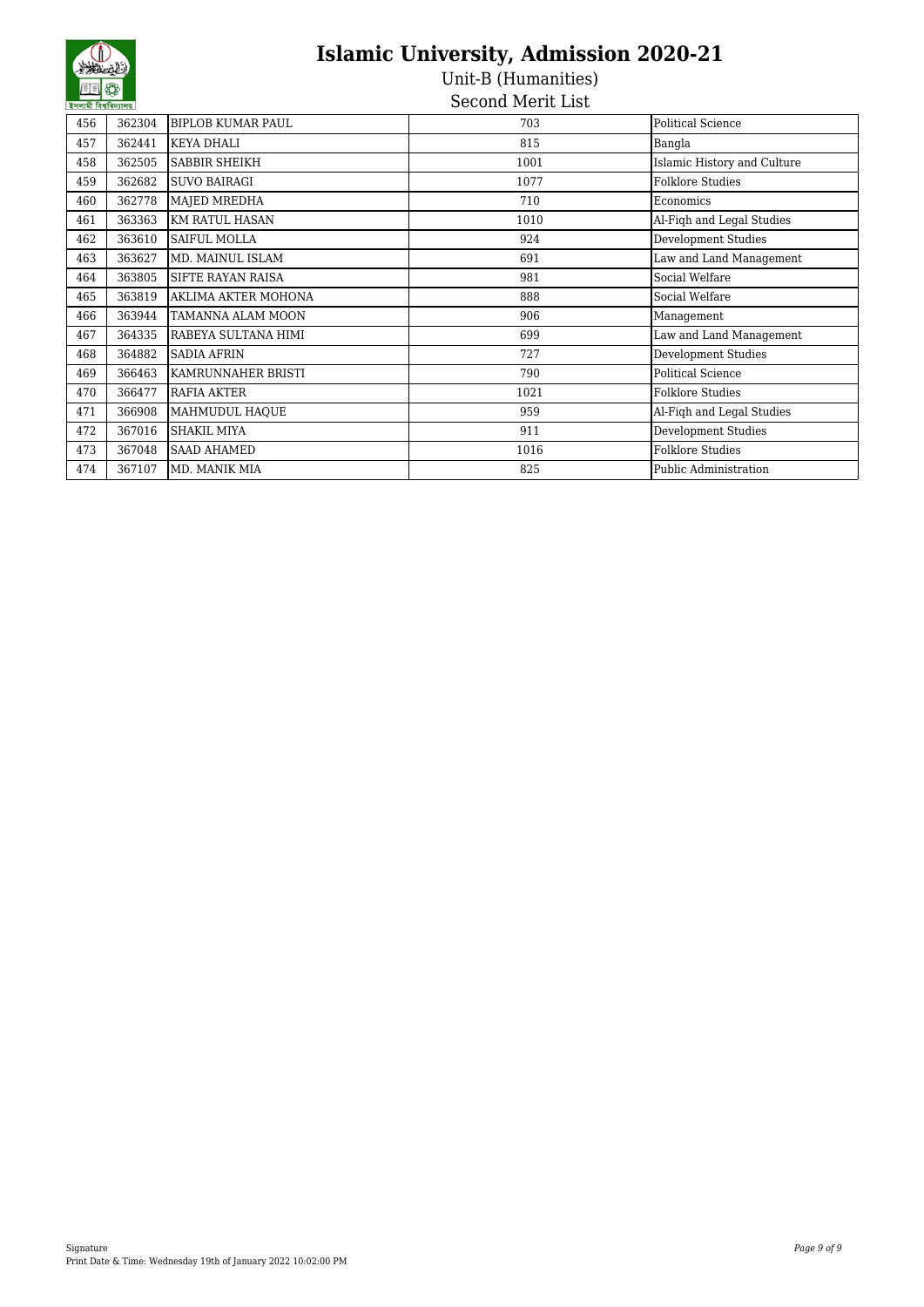# Islamic University, Admission 2020-21

Unit-B (Humanities)

Second Merit List

| | | | | |
|---|---|---|---|---|
| 456 | 362304 | BIPLOB KUMAR PAUL | 703 | Political Science |
| 457 | 362441 | KEYA DHALI | 815 | Bangla |
| 458 | 362505 | SABBIR SHEIKH | 1001 | Islamic History and Culture |
| 459 | 362682 | SUVO BAIRAGI | 1077 | Folklore Studies |
| 460 | 362778 | MAJED MREDHA | 710 | Economics |
| 461 | 363363 | KM RATUL HASAN | 1010 | Al-Fiqh and Legal Studies |
| 462 | 363610 | SAIFUL MOLLA | 924 | Development Studies |
| 463 | 363627 | MD. MAINUL ISLAM | 691 | Law and Land Management |
| 464 | 363805 | SIFTE RAYAN RAISA | 981 | Social Welfare |
| 465 | 363819 | AKLIMA AKTER MOHONA | 888 | Social Welfare |
| 466 | 363944 | TAMANNA ALAM MOON | 906 | Management |
| 467 | 364335 | RABEYA SULTANA HIMI | 699 | Law and Land Management |
| 468 | 364882 | SADIA AFRIN | 727 | Development Studies |
| 469 | 366463 | KAMRUNNAHER BRISTI | 790 | Political Science |
| 470 | 366477 | RAFIA AKTER | 1021 | Folklore Studies |
| 471 | 366908 | MAHMUDUL HAQUE | 959 | Al-Fiqh and Legal Studies |
| 472 | 367016 | SHAKIL MIYA | 911 | Development Studies |
| 473 | 367048 | SAAD AHAMED | 1016 | Folklore Studies |
| 474 | 367107 | MD. MANIK MIA | 825 | Public Administration |

Signature

Print Date & Time: Wednesday 19th of January 2022 10:02:00 PM